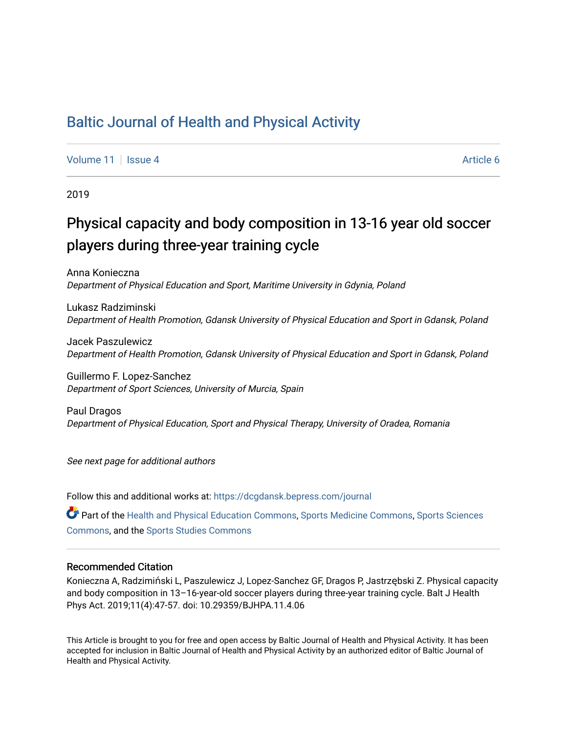# Baltic Journal of Health and Physical Activity

Volume 11 | Issue 4 Article 6

2019

## Physical capacity and body composition in 13-16 year old soccer players during three-year training cycle

Anna Konieczna
*Department of Physical Education and Sport, Maritime University in Gdynia, Poland*

Lukasz Radziminski
*Department of Health Promotion, Gdansk University of Physical Education and Sport in Gdansk, Poland*

Jacek Paszulewicz
*Department of Health Promotion, Gdansk University of Physical Education and Sport in Gdansk, Poland*

Guillermo F. Lopez-Sanchez
*Department of Sport Sciences, University of Murcia, Spain*

Paul Dragos
*Department of Physical Education, Sport and Physical Therapy, University of Oradea, Romania*

*See next page for additional authors*

Follow this and additional works at: https://dcgdansk.bepress.com/journal

Part of the Health and Physical Education Commons, Sports Medicine Commons, Sports Sciences Commons, and the Sports Studies Commons

### Recommended Citation

Konieczna A, Radzimiński L, Paszulewicz J, Lopez-Sanchez GF, Dragos P, Jastrzębski Z. Physical capacity and body composition in 13–16-year-old soccer players during three-year training cycle. Balt J Health Phys Act. 2019;11(4):47-57. doi: 10.29359/BJHPA.11.4.06

This Article is brought to you for free and open access by Baltic Journal of Health and Physical Activity. It has been accepted for inclusion in Baltic Journal of Health and Physical Activity by an authorized editor of Baltic Journal of Health and Physical Activity.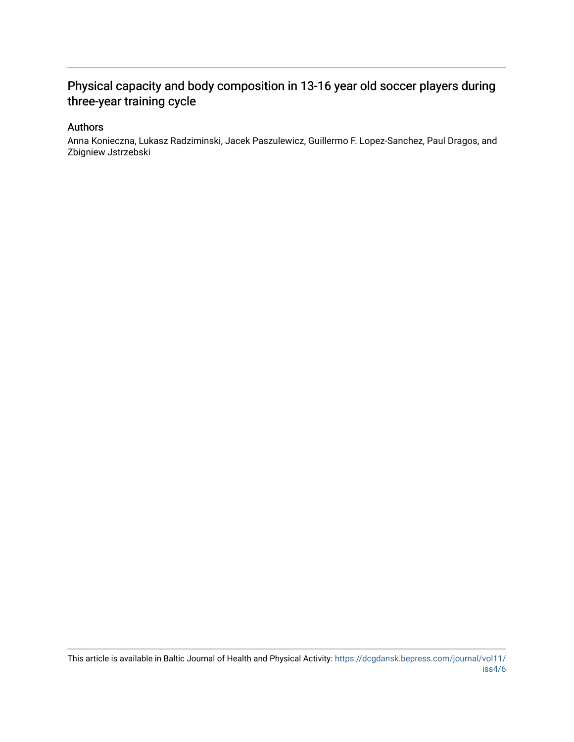# Physical capacity and body composition in 13-16 year old soccer players during three-year training cycle

## Authors

Anna Konieczna, Lukasz Radziminski, Jacek Paszulewicz, Guillermo F. Lopez-Sanchez, Paul Dragos, and Zbigniew Jstrzebski

This article is available in Baltic Journal of Health and Physical Activity: https://dcgdansk.bepress.com/journal/vol11/iss4/6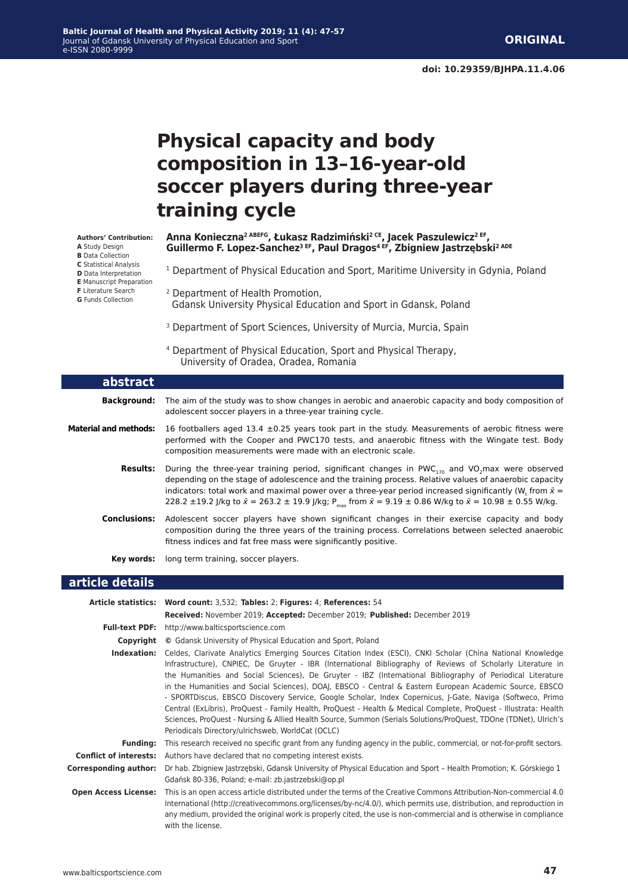# Physical capacity and body composition in 13–16-year-old soccer players during three-year training cycle

**Authors' Contribution:**
**A** Study Design
**B** Data Collection
**C** Statistical Analysis
**D** Data Interpretation
**E** Manuscript Preparation
**F** Literature Search
**G** Funds Collection

**Anna Konieczna[2 ABEFG], Łukasz Radzimiński[2 CE], Jacek Paszulewicz[2 EF], Guillermo F. Lopez-Sanchez[3 EF], Paul Dragos[4 EF], Zbigniew Jastrzębski[2 ADE]**

[1] Department of Physical Education and Sport, Maritime University in Gdynia, Poland

[2] Department of Health Promotion, Gdansk University Physical Education and Sport in Gdansk, Poland

[3] Department of Sport Sciences, University of Murcia, Murcia, Spain

[4] Department of Physical Education, Sport and Physical Therapy, University of Oradea, Oradea, Romania

## abstract

**Background:** The aim of the study was to show changes in aerobic and anaerobic capacity and body composition of adolescent soccer players in a three-year training cycle.

**Material and methods:** 16 footballers aged 13.4 ±0.25 years took part in the study. Measurements of aerobic fitness were performed with the Cooper and PWC170 tests, and anaerobic fitness with the Wingate test. Body composition measurements were made with an electronic scale.

**Results:** During the three-year training period, significant changes in $PWC_{170}$ and $VO_2max$ were observed depending on the stage of adolescence and the training process. Relative values of anaerobic capacity indicators: total work and maximal power over a three-year period increased significantly ($W_t$ from $\bar{x}$ = 228.2 ±19.2 J/kg to $\bar{x}$ = 263.2 ± 19.9 J/kg; $P_{max}$ from $\bar{x}$ = 9.19 ± 0.86 W/kg to $\bar{x}$ = 10.98 ± 0.55 W/kg.

**Conclusions:** Adolescent soccer players have shown significant changes in their exercise capacity and body composition during the three years of the training process. Correlations between selected anaerobic fitness indices and fat free mass were significantly positive.

**Key words:** long term training, soccer players.

## article details

**Article statistics:** **Word count:** 3,532; **Tables:** 2; **Figures:** 4; **References:** 54
**Received:** November 2019; **Accepted:** December 2019; **Published:** December 2019

**Full-text PDF:** http://www.balticsportscience.com

**Copyright** © Gdansk University of Physical Education and Sport, Poland

**Indexation:** Celdes, Clarivate Analytics Emerging Sources Citation Index (ESCI), CNKI Scholar (China National Knowledge Infrastructure), CNPIEC, De Gruyter - IBR (International Bibliography of Reviews of Scholarly Literature in the Humanities and Social Sciences), De Gruyter - IBZ (International Bibliography of Periodical Literature in the Humanities and Social Sciences), DOAJ, EBSCO - Central & Eastern European Academic Source, EBSCO - SPORTDiscus, EBSCO Discovery Service, Google Scholar, Index Copernicus, J-Gate, Naviga (Softweco, Primo Central (ExLibris), ProQuest - Family Health, ProQuest - Health & Medical Complete, ProQuest - Illustrata: Health Sciences, ProQuest - Nursing & Allied Health Source, Summon (Serials Solutions/ProQuest, TDOne (TDNet), Ulrich's Periodicals Directory/ulrichsweb, WorldCat (OCLC)

**Funding:** This research received no specific grant from any funding agency in the public, commercial, or not-for-profit sectors.

**Conflict of interests:** Authors have declared that no competing interest exists.

**Corresponding author:** Dr hab. Zbigniew Jastrzębski, Gdansk University of Physical Education and Sport – Health Promotion; K. Górskiego 1 Gdańsk 80-336, Poland; e-mail: zb.jastrzebski@op.pl

**Open Access License:** This is an open access article distributed under the terms of the Creative Commons Attribution-Non-commercial 4.0 International (http://creativecommons.org/licenses/by-nc/4.0/), which permits use, distribution, and reproduction in any medium, provided the original work is properly cited, the use is non-commercial and is otherwise in compliance with the license.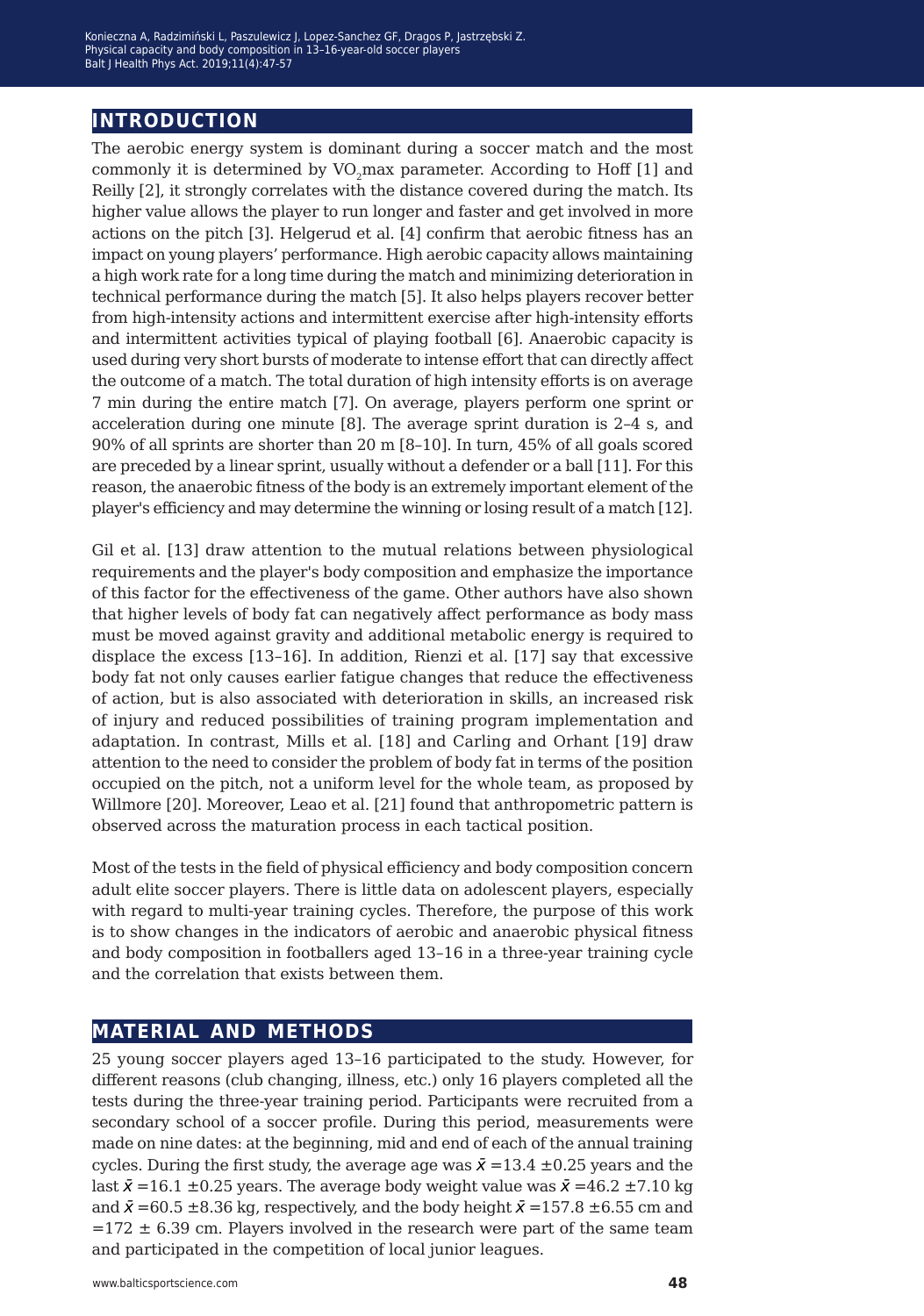## INTRODUCTION

The aerobic energy system is dominant during a soccer match and the most commonly it is determined by $VO_2$max parameter. According to Hoff [1] and Reilly [2], it strongly correlates with the distance covered during the match. Its higher value allows the player to run longer and faster and get involved in more actions on the pitch [3]. Helgerud et al. [4] confirm that aerobic fitness has an impact on young players' performance. High aerobic capacity allows maintaining a high work rate for a long time during the match and minimizing deterioration in technical performance during the match [5]. It also helps players recover better from high-intensity actions and intermittent exercise after high-intensity efforts and intermittent activities typical of playing football [6]. Anaerobic capacity is used during very short bursts of moderate to intense effort that can directly affect the outcome of a match. The total duration of high intensity efforts is on average 7 min during the entire match [7]. On average, players perform one sprint or acceleration during one minute [8]. The average sprint duration is 2–4 s, and 90% of all sprints are shorter than 20 m [8–10]. In turn, 45% of all goals scored are preceded by a linear sprint, usually without a defender or a ball [11]. For this reason, the anaerobic fitness of the body is an extremely important element of the player's efficiency and may determine the winning or losing result of a match [12].

Gil et al. [13] draw attention to the mutual relations between physiological requirements and the player's body composition and emphasize the importance of this factor for the effectiveness of the game. Other authors have also shown that higher levels of body fat can negatively affect performance as body mass must be moved against gravity and additional metabolic energy is required to displace the excess [13–16]. In addition, Rienzi et al. [17] say that excessive body fat not only causes earlier fatigue changes that reduce the effectiveness of action, but is also associated with deterioration in skills, an increased risk of injury and reduced possibilities of training program implementation and adaptation. In contrast, Mills et al. [18] and Carling and Orhant [19] draw attention to the need to consider the problem of body fat in terms of the position occupied on the pitch, not a uniform level for the whole team, as proposed by Willmore [20]. Moreover, Leao et al. [21] found that anthropometric pattern is observed across the maturation process in each tactical position.

Most of the tests in the field of physical efficiency and body composition concern adult elite soccer players. There is little data on adolescent players, especially with regard to multi-year training cycles. Therefore, the purpose of this work is to show changes in the indicators of aerobic and anaerobic physical fitness and body composition in footballers aged 13–16 in a three-year training cycle and the correlation that exists between them.

## MATERIAL AND METHODS

25 young soccer players aged 13–16 participated to the study. However, for different reasons (club changing, illness, etc.) only 16 players completed all the tests during the three-year training period. Participants were recruited from a secondary school of a soccer profile. During this period, measurements were made on nine dates: at the beginning, mid and end of each of the annual training cycles. During the first study, the average age was $\bar{x}$ =13.4 ±0.25 years and the last $\bar{x}$ =16.1 ±0.25 years. The average body weight value was $\bar{x}$ =46.2 ±7.10 kg and $\bar{x}$ =60.5 ±8.36 kg, respectively, and the body height $\bar{x}$ =157.8 ±6.55 cm and =172 ± 6.39 cm. Players involved in the research were part of the same team and participated in the competition of local junior leagues.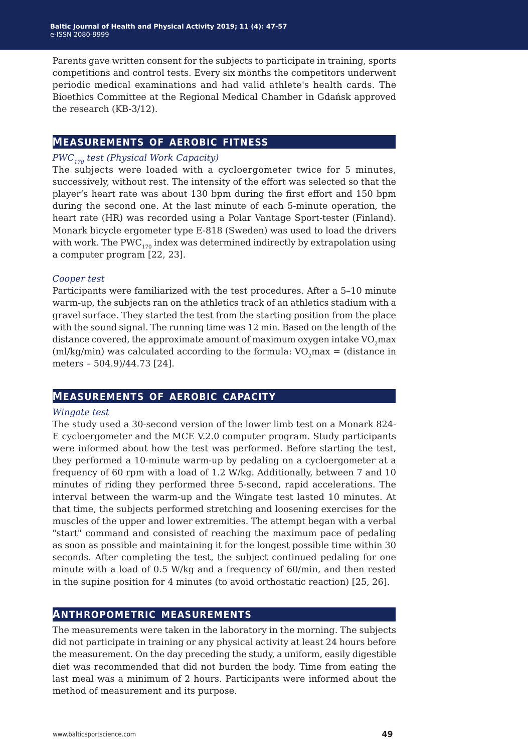Parents gave written consent for the subjects to participate in training, sports competitions and control tests. Every six months the competitors underwent periodic medical examinations and had valid athlete's health cards. The Bioethics Committee at the Regional Medical Chamber in Gdańsk approved the research (KB-3/12).

## Measurements of aerobic fitness

### *$PWC_{170}$ test (Physical Work Capacity)*

The subjects were loaded with a cycloergometer twice for 5 minutes, successively, without rest. The intensity of the effort was selected so that the player's heart rate was about 130 bpm during the first effort and 150 bpm during the second one. At the last minute of each 5-minute operation, the heart rate (HR) was recorded using a Polar Vantage Sport-tester (Finland). Monark bicycle ergometer type E-818 (Sweden) was used to load the drivers with work. The $PWC_{170}$ index was determined indirectly by extrapolation using a computer program [22, 23].

### *Cooper test*

Participants were familiarized with the test procedures. After a 5–10 minute warm-up, the subjects ran on the athletics track of an athletics stadium with a gravel surface. They started the test from the starting position from the place with the sound signal. The running time was 12 min. Based on the length of the distance covered, the approximate amount of maximum oxygen intake $VO_2max$ (ml/kg/min) was calculated according to the formula: $VO_2max$ = (distance in meters – 504.9)/44.73 [24].

## Measurements of aerobic capacity

### *Wingate test*

The study used a 30-second version of the lower limb test on a Monark 824-E cycloergometer and the MCE V.2.0 computer program. Study participants were informed about how the test was performed. Before starting the test, they performed a 10-minute warm-up by pedaling on a cycloergometer at a frequency of 60 rpm with a load of 1.2 W/kg. Additionally, between 7 and 10 minutes of riding they performed three 5-second, rapid accelerations. The interval between the warm-up and the Wingate test lasted 10 minutes. At that time, the subjects performed stretching and loosening exercises for the muscles of the upper and lower extremities. The attempt began with a verbal "start" command and consisted of reaching the maximum pace of pedaling as soon as possible and maintaining it for the longest possible time within 30 seconds. After completing the test, the subject continued pedaling for one minute with a load of 0.5 W/kg and a frequency of 60/min, and then rested in the supine position for 4 minutes (to avoid orthostatic reaction) [25, 26].

## Anthropometric measurements

The measurements were taken in the laboratory in the morning. The subjects did not participate in training or any physical activity at least 24 hours before the measurement. On the day preceding the study, a uniform, easily digestible diet was recommended that did not burden the body. Time from eating the last meal was a minimum of 2 hours. Participants were informed about the method of measurement and its purpose.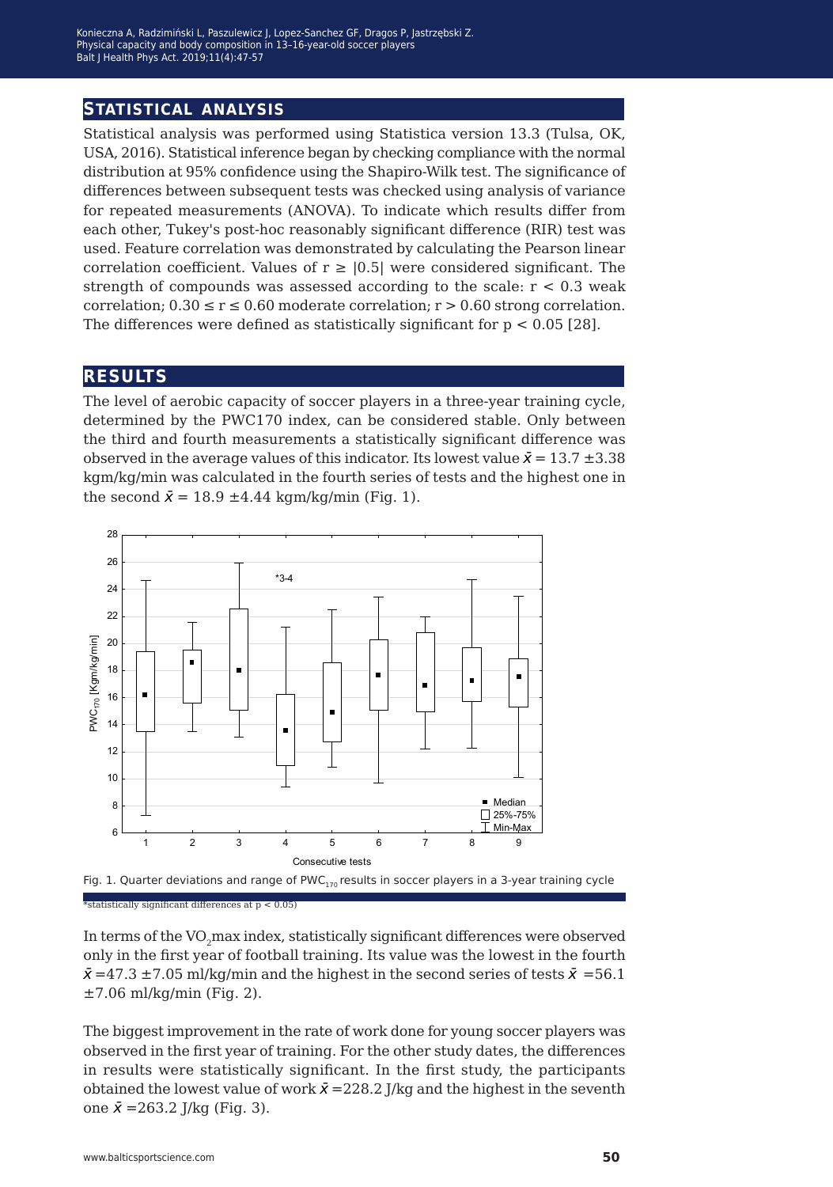## STATISTICAL ANALYSIS

Statistical analysis was performed using Statistica version 13.3 (Tulsa, OK, USA, 2016). Statistical inference began by checking compliance with the normal distribution at 95% confidence using the Shapiro-Wilk test. The significance of differences between subsequent tests was checked using analysis of variance for repeated measurements (ANOVA). To indicate which results differ from each other, Tukey's post-hoc reasonably significant difference (RIR) test was used. Feature correlation was demonstrated by calculating the Pearson linear correlation coefficient. Values of $r \geq |0.5|$ were considered significant. The strength of compounds was assessed according to the scale: $r < 0.3$ weak correlation; $0.30 \leq r \leq 0.60$ moderate correlation; $r > 0.60$ strong correlation. The differences were defined as statistically significant for $p < 0.05$ [28].

## RESULTS

The level of aerobic capacity of soccer players in a three-year training cycle, determined by the PWC170 index, can be considered stable. Only between the third and fourth measurements a statistically significant difference was observed in the average values of this indicator. Its lowest value $\bar{x} = 13.7 \pm 3.38$ kgm/kg/min was calculated in the fourth series of tests and the highest one in the second $\bar{x} = 18.9 \pm 4.44$ kgm/kg/min (Fig. 1).

Fig. 1. Quarter deviations and range of $PWC_{170}$ results in soccer players in a 3-year training cycle

*statistically significant differences at $p < 0.05$)

In terms of the $VO_2$max index, statistically significant differences were observed only in the first year of football training. Its value was the lowest in the fourth $\bar{x} = 47.3 \pm 7.05$ ml/kg/min and the highest in the second series of tests $\bar{x} = 56.1 \pm 7.06$ ml/kg/min (Fig. 2).

The biggest improvement in the rate of work done for young soccer players was observed in the first year of training. For the other study dates, the differences in results were statistically significant. In the first study, the participants obtained the lowest value of work $\bar{x} = 228.2$ J/kg and the highest in the seventh one $\bar{x} = 263.2$ J/kg (Fig. 3).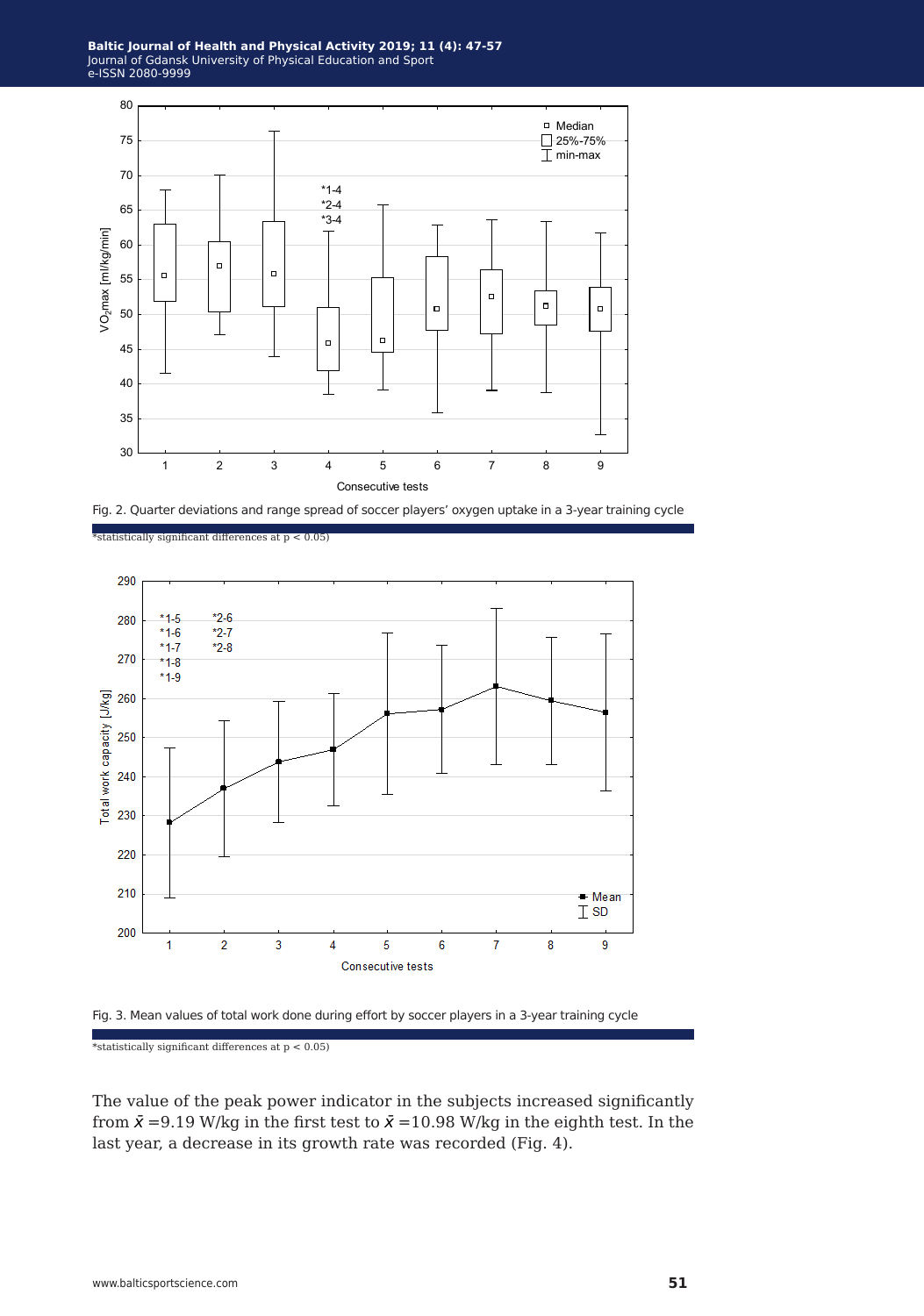Fig. 2. Quarter deviations and range spread of soccer players' oxygen uptake in a 3-year training cycle

*statistically significant differences at $p < 0.05$)

Fig. 3. Mean values of total work done during effort by soccer players in a 3-year training cycle

*statistically significant differences at $p < 0.05$)

The value of the peak power indicator in the subjects increased significantly from $\bar{x}$ =9.19 W/kg in the first test to $\bar{x}$ =10.98 W/kg in the eighth test. In the last year, a decrease in its growth rate was recorded (Fig. 4).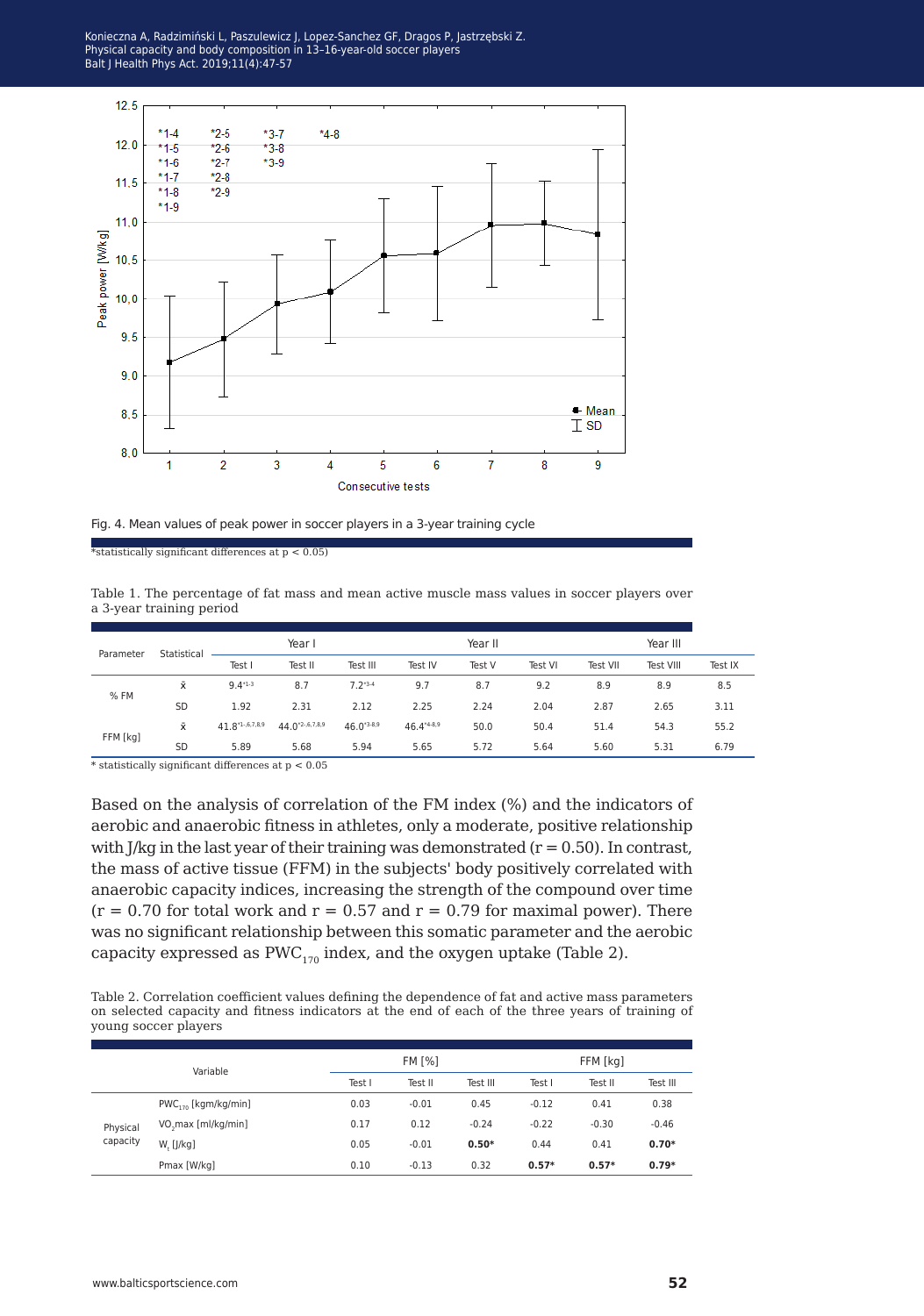Fig. 4. Mean values of peak power in soccer players in a 3-year training cycle

*statistically significant differences at $p < 0.05$)

Table 1. The percentage of fat mass and mean active muscle mass values in soccer players over a 3-year training period

| Parameter | Statistical | Year I | | | Year II | | | Year III | | |
|---|---|---|---|---|---|---|---|---|---|---|
| | | Test I | Test II | Test III | Test IV | Test V | Test VI | Test VII | Test VIII | Test IX |
| % FM | x̄ | 9.4*1-3 | 8.7 | 7.2*3-4 | 9.7 | 8.7 | 9.2 | 8.9 | 8.9 | 8.5 |
| | SD | 1.92 | 2.31 | 2.12 | 2.25 | 2.24 | 2.04 | 2.87 | 2.65 | 3.11 |
| FFM [kg] | x̄ | 41.8*1-,6,7,8,9 | 44.0*2-,6,7,8,9 | 46.0*3-8,9 | 46.4*4-8,9 | 50.0 | 50.4 | 51.4 | 54.3 | 55.2 |
| | SD | 5.89 | 5.68 | 5.94 | 5.65 | 5.72 | 5.64 | 5.60 | 5.31 | 6.79 |

\* statistically significant differences at $p < 0.05$

Based on the analysis of correlation of the FM index (%) and the indicators of aerobic and anaerobic fitness in athletes, only a moderate, positive relationship with J/kg in the last year of their training was demonstrated ($r = 0.50$). In contrast, the mass of active tissue (FFM) in the subjects' body positively correlated with anaerobic capacity indices, increasing the strength of the compound over time ($r = 0.70$ for total work and $r = 0.57$ and $r = 0.79$ for maximal power). There was no significant relationship between this somatic parameter and the aerobic capacity expressed as $PWC_{170}$ index, and the oxygen uptake (Table 2).

Table 2. Correlation coefficient values defining the dependence of fat and active mass parameters on selected capacity and fitness indicators at the end of each of the three years of training of young soccer players

| Variable | | FM [%] | | | FFM [kg] | | |
|---|---|---|---|---|---|---|---|
| | | Test I | Test II | Test III | Test I | Test II | Test III |
| Physical capacity | $PWC_{170}$ [kgm/kg/min] | 0.03 | -0.01 | 0.45 | -0.12 | 0.41 | 0.38 |
| | $VO_2max$ [ml/kg/min] | 0.17 | 0.12 | -0.24 | -0.22 | -0.30 | -0.46 |
| | $W_t$ [J/kg] | 0.05 | -0.01 | **0.50*** | 0.44 | 0.41 | **0.70*** |
| | Pmax [W/kg] | 0.10 | -0.13 | 0.32 | **0.57*** | **0.57*** | **0.79*** |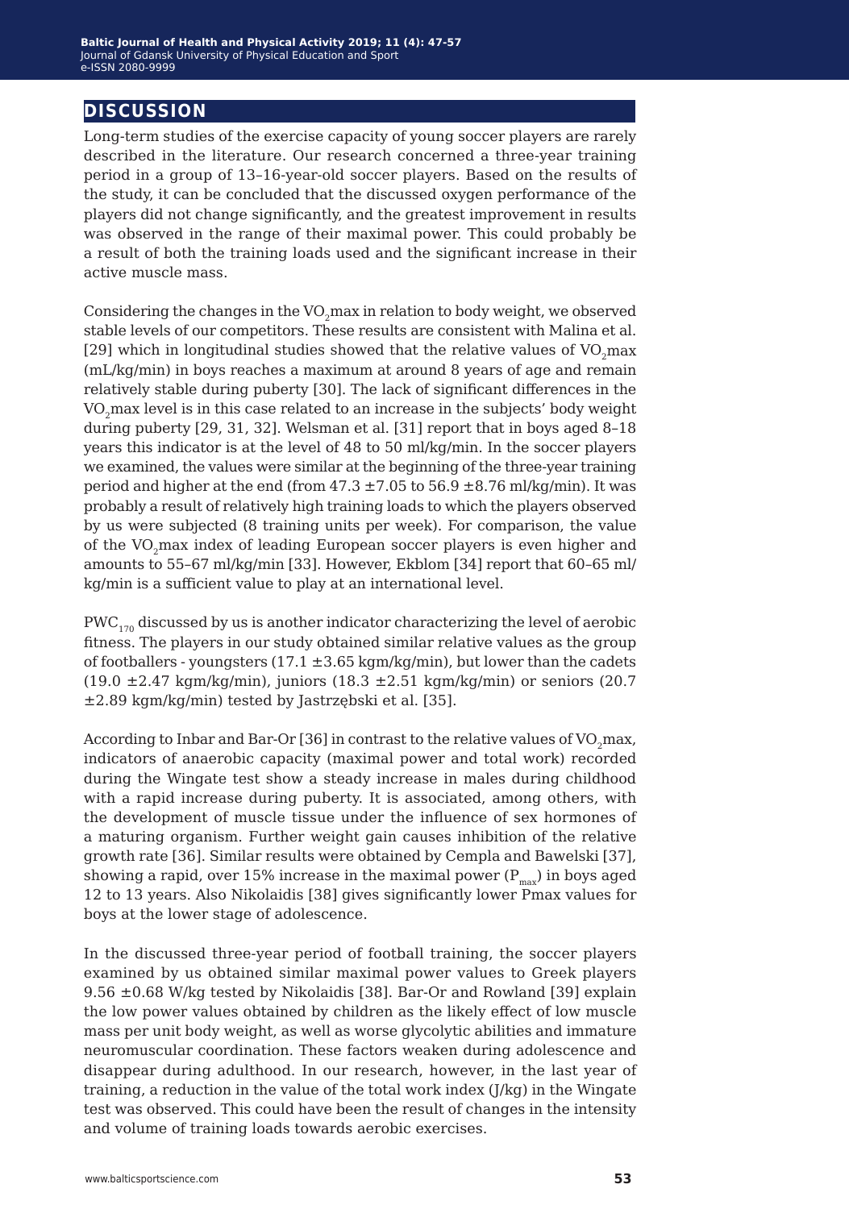## DISCUSSION

Long-term studies of the exercise capacity of young soccer players are rarely described in the literature. Our research concerned a three-year training period in a group of 13–16-year-old soccer players. Based on the results of the study, it can be concluded that the discussed oxygen performance of the players did not change significantly, and the greatest improvement in results was observed in the range of their maximal power. This could probably be a result of both the training loads used and the significant increase in their active muscle mass.

Considering the changes in the $VO_2$max in relation to body weight, we observed stable levels of our competitors. These results are consistent with Malina et al. [29] which in longitudinal studies showed that the relative values of $VO_2$max (mL/kg/min) in boys reaches a maximum at around 8 years of age and remain relatively stable during puberty [30]. The lack of significant differences in the $VO_2$max level is in this case related to an increase in the subjects' body weight during puberty [29, 31, 32]. Welsman et al. [31] report that in boys aged 8–18 years this indicator is at the level of 48 to 50 ml/kg/min. In the soccer players we examined, the values were similar at the beginning of the three-year training period and higher at the end (from 47.3 ±7.05 to 56.9 ±8.76 ml/kg/min). It was probably a result of relatively high training loads to which the players observed by us were subjected (8 training units per week). For comparison, the value of the $VO_2$max index of leading European soccer players is even higher and amounts to 55–67 ml/kg/min [33]. However, Ekblom [34] report that 60–65 ml/kg/min is a sufficient value to play at an international level.

$PWC_{170}$ discussed by us is another indicator characterizing the level of aerobic fitness. The players in our study obtained similar relative values as the group of footballers - youngsters (17.1 ±3.65 kgm/kg/min), but lower than the cadets (19.0 ±2.47 kgm/kg/min), juniors (18.3 ±2.51 kgm/kg/min) or seniors (20.7 ±2.89 kgm/kg/min) tested by Jastrzębski et al. [35].

According to Inbar and Bar-Or [36] in contrast to the relative values of $VO_2$max, indicators of anaerobic capacity (maximal power and total work) recorded during the Wingate test show a steady increase in males during childhood with a rapid increase during puberty. It is associated, among others, with the development of muscle tissue under the influence of sex hormones of a maturing organism. Further weight gain causes inhibition of the relative growth rate [36]. Similar results were obtained by Cempla and Bawelski [37], showing a rapid, over 15% increase in the maximal power ($P_{max}$) in boys aged 12 to 13 years. Also Nikolaidis [38] gives significantly lower Pmax values for boys at the lower stage of adolescence.

In the discussed three-year period of football training, the soccer players examined by us obtained similar maximal power values to Greek players 9.56 ±0.68 W/kg tested by Nikolaidis [38]. Bar-Or and Rowland [39] explain the low power values obtained by children as the likely effect of low muscle mass per unit body weight, as well as worse glycolytic abilities and immature neuromuscular coordination. These factors weaken during adolescence and disappear during adulthood. In our research, however, in the last year of training, a reduction in the value of the total work index (J/kg) in the Wingate test was observed. This could have been the result of changes in the intensity and volume of training loads towards aerobic exercises.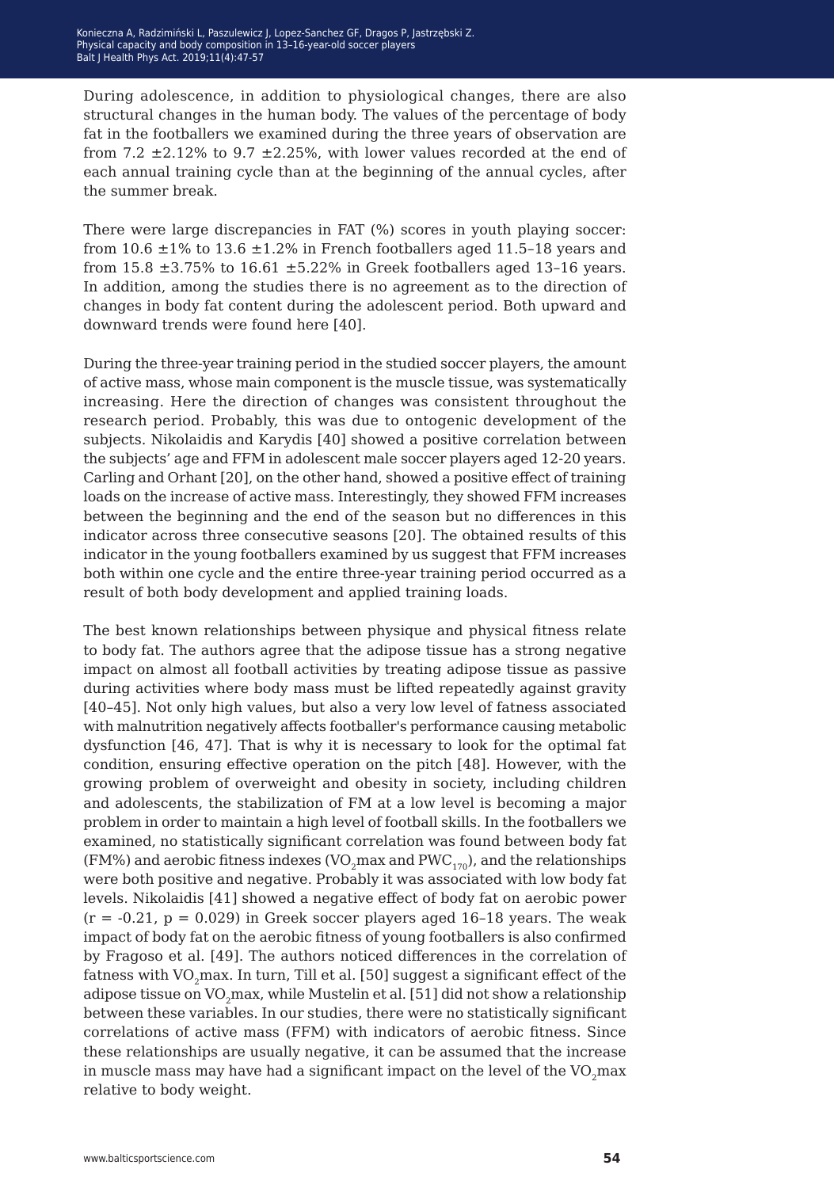During adolescence, in addition to physiological changes, there are also structural changes in the human body. The values of the percentage of body fat in the footballers we examined during the three years of observation are from 7.2 $\pm$2.12% to 9.7 $\pm$2.25%, with lower values recorded at the end of each annual training cycle than at the beginning of the annual cycles, after the summer break.

There were large discrepancies in FAT (%) scores in youth playing soccer: from 10.6 $\pm$1% to 13.6 $\pm$1.2% in French footballers aged 11.5–18 years and from 15.8 $\pm$3.75% to 16.61 $\pm$5.22% in Greek footballers aged 13–16 years. In addition, among the studies there is no agreement as to the direction of changes in body fat content during the adolescent period. Both upward and downward trends were found here [40].

During the three-year training period in the studied soccer players, the amount of active mass, whose main component is the muscle tissue, was systematically increasing. Here the direction of changes was consistent throughout the research period. Probably, this was due to ontogenic development of the subjects. Nikolaidis and Karydis [40] showed a positive correlation between the subjects' age and FFM in adolescent male soccer players aged 12-20 years. Carling and Orhant [20], on the other hand, showed a positive effect of training loads on the increase of active mass. Interestingly, they showed FFM increases between the beginning and the end of the season but no differences in this indicator across three consecutive seasons [20]. The obtained results of this indicator in the young footballers examined by us suggest that FFM increases both within one cycle and the entire three-year training period occurred as a result of both body development and applied training loads.

The best known relationships between physique and physical fitness relate to body fat. The authors agree that the adipose tissue has a strong negative impact on almost all football activities by treating adipose tissue as passive during activities where body mass must be lifted repeatedly against gravity [40–45]. Not only high values, but also a very low level of fatness associated with malnutrition negatively affects footballer's performance causing metabolic dysfunction [46, 47]. That is why it is necessary to look for the optimal fat condition, ensuring effective operation on the pitch [48]. However, with the growing problem of overweight and obesity in society, including children and adolescents, the stabilization of FM at a low level is becoming a major problem in order to maintain a high level of football skills. In the footballers we examined, no statistically significant correlation was found between body fat (FM%) and aerobic fitness indexes ($VO_2$max and $PWC_{170}$), and the relationships were both positive and negative. Probably it was associated with low body fat levels. Nikolaidis [41] showed a negative effect of body fat on aerobic power ($r = -0.21$, $p = 0.029$) in Greek soccer players aged 16–18 years. The weak impact of body fat on the aerobic fitness of young footballers is also confirmed by Fragoso et al. [49]. The authors noticed differences in the correlation of fatness with $VO_2$max. In turn, Till et al. [50] suggest a significant effect of the adipose tissue on $VO_2$max, while Mustelin et al. [51] did not show a relationship between these variables. In our studies, there were no statistically significant correlations of active mass (FFM) with indicators of aerobic fitness. Since these relationships are usually negative, it can be assumed that the increase in muscle mass may have had a significant impact on the level of the $VO_2$max relative to body weight.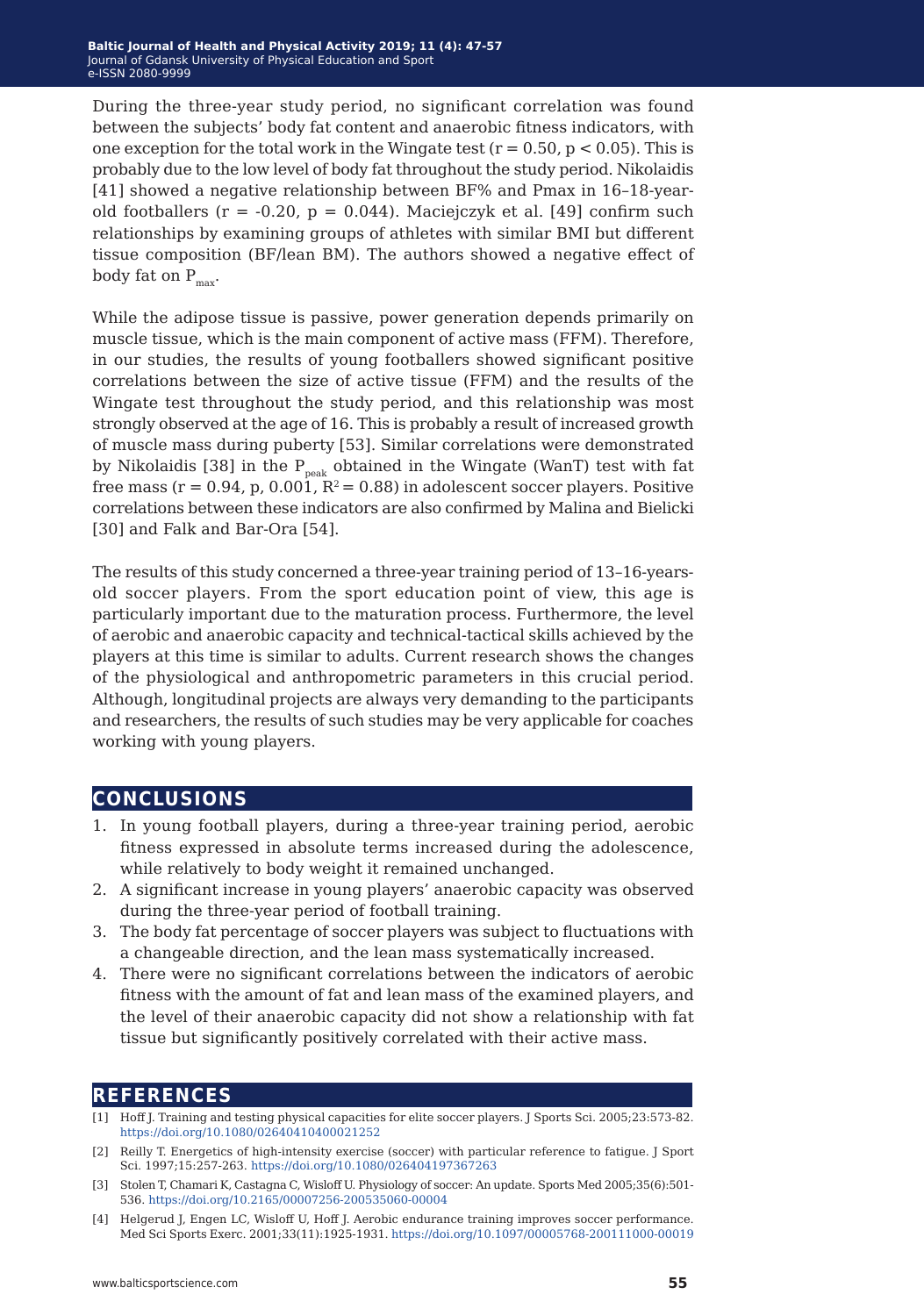During the three-year study period, no significant correlation was found between the subjects' body fat content and anaerobic fitness indicators, with one exception for the total work in the Wingate test ($r = 0.50$, $p < 0.05$). This is probably due to the low level of body fat throughout the study period. Nikolaidis [41] showed a negative relationship between BF% and Pmax in 16–18-year-old footballers ($r = -0.20$, $p = 0.044$). Maciejczyk et al. [49] confirm such relationships by examining groups of athletes with similar BMI but different tissue composition (BF/lean BM). The authors showed a negative effect of body fat on $P_{max}$.

While the adipose tissue is passive, power generation depends primarily on muscle tissue, which is the main component of active mass (FFM). Therefore, in our studies, the results of young footballers showed significant positive correlations between the size of active tissue (FFM) and the results of the Wingate test throughout the study period, and this relationship was most strongly observed at the age of 16. This is probably a result of increased growth of muscle mass during puberty [53]. Similar correlations were demonstrated by Nikolaidis [38] in the $P_{peak}$ obtained in the Wingate (WanT) test with fat free mass ($r = 0.94$, p, 0.001, $R^2 = 0.88$) in adolescent soccer players. Positive correlations between these indicators are also confirmed by Malina and Bielicki [30] and Falk and Bar-Ora [54].

The results of this study concerned a three-year training period of 13–16-years-old soccer players. From the sport education point of view, this age is particularly important due to the maturation process. Furthermore, the level of aerobic and anaerobic capacity and technical-tactical skills achieved by the players at this time is similar to adults. Current research shows the changes of the physiological and anthropometric parameters in this crucial period. Although, longitudinal projects are always very demanding to the participants and researchers, the results of such studies may be very applicable for coaches working with young players.

## CONCLUSIONS

1. In young football players, during a three-year training period, aerobic fitness expressed in absolute terms increased during the adolescence, while relatively to body weight it remained unchanged.
2. A significant increase in young players' anaerobic capacity was observed during the three-year period of football training.
3. The body fat percentage of soccer players was subject to fluctuations with a changeable direction, and the lean mass systematically increased.
4. There were no significant correlations between the indicators of aerobic fitness with the amount of fat and lean mass of the examined players, and the level of their anaerobic capacity did not show a relationship with fat tissue but significantly positively correlated with their active mass.

## REFERENCES

[1] Hoff J. Training and testing physical capacities for elite soccer players. J Sports Sci. 2005;23:573-82. https://doi.org/10.1080/02640410400021252

[2] Reilly T. Energetics of high-intensity exercise (soccer) with particular reference to fatigue. J Sport Sci. 1997;15:257-263. https://doi.org/10.1080/026404197367263

[3] Stolen T, Chamari K, Castagna C, Wisloff U. Physiology of soccer: An update. Sports Med 2005;35(6):501-536. https://doi.org/10.2165/00007256-200535060-00004

[4] Helgerud J, Engen LC, Wisloff U, Hoff J. Aerobic endurance training improves soccer performance. Med Sci Sports Exerc. 2001;33(11):1925-1931. https://doi.org/10.1097/00005768-200111000-00019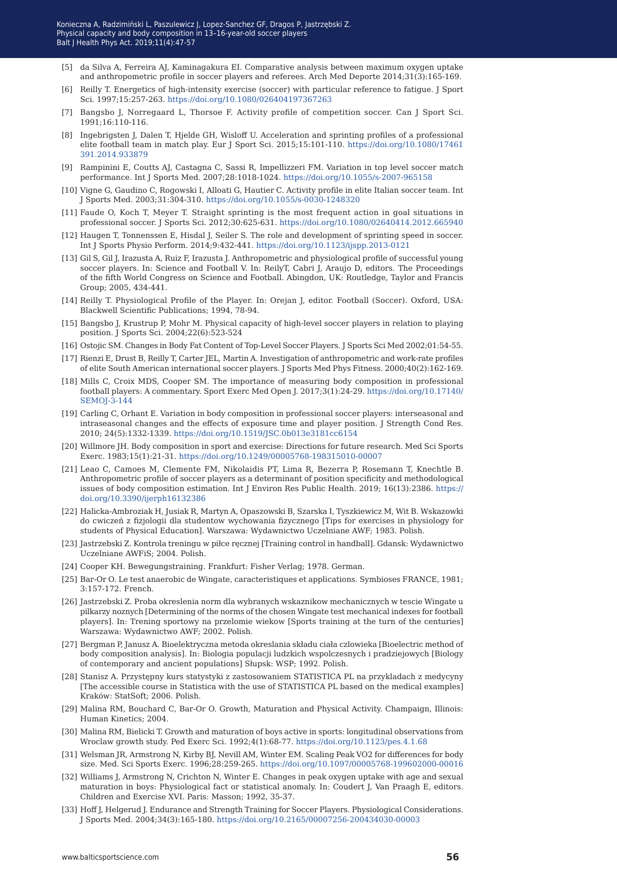[5] da Silva A, Ferreira AJ, Kaminagakura EI. Comparative analysis between maximum oxygen uptake and anthropometric profile in soccer players and referees. Arch Med Deporte 2014;31(3):165-169.

[6] Reilly T. Energetics of high-intensity exercise (soccer) with particular reference to fatigue. J Sport Sci. 1997;15:257-263. https://doi.org/10.1080/026404197367263

[7] Bangsbo J, Norregaard L, Thorsoe F. Activity profile of competition soccer. Can J Sport Sci. 1991;16:110-116.

[8] Ingebrigtsen J, Dalen T, Hjelde GH, Wisloff U. Acceleration and sprinting profiles of a professional elite football team in match play. Eur J Sport Sci. 2015;15:101-110. https://doi.org/10.1080/17461391.2014.933879

[9] Rampinini E, Coutts AJ, Castagna C, Sassi R, Impellizzeri FM. Variation in top level soccer match performance. Int J Sports Med. 2007;28:1018-1024. https://doi.org/10.1055/s-2007-965158

[10] Vigne G, Gaudino C, Rogowski I, Alloati G, Hautier C. Activity profile in elite Italian soccer team. Int J Sports Med. 2003;31:304-310. https://doi.org/10.1055/s-0030-1248320

[11] Faude O, Koch T, Meyer T. Straight sprinting is the most frequent action in goal situations in professional soccer. J Sports Sci. 2012;30:625-631. https://doi.org/10.1080/02640414.2012.665940

[12] Haugen T, Tonnenssen E, Hisdal J, Seiler S. The role and development of sprinting speed in soccer. Int J Sports Physio Perform. 2014;9:432-441. https://doi.org/10.1123/ijspp.2013-0121

[13] Gil S, Gil J, Irazusta A, Ruiz F, Irazusta J. Anthropometric and physiological profile of successful young soccer players. In: Science and Football V. In: ReilyT, Cabri J, Araujo D, editors. The Proceedings of the fifth World Congress on Science and Football. Abingdon, UK: Routledge, Taylor and Francis Group; 2005, 434-441.

[14] Reilly T. Physiological Profile of the Player. In: Orejan J, editor. Football (Soccer). Oxford, USA: Blackwell Scientific Publications; 1994, 78-94.

[15] Bangsbo J, Krustrup P, Mohr M. Physical capacity of high-level soccer players in relation to playing position. J Sports Sci. 2004;22(6):523-524

[16] Ostojic SM. Changes in Body Fat Content of Top-Level Soccer Players. J Sports Sci Med 2002;01:54-55.

[17] Rienzi E, Drust B, Reilly T, Carter JEL, Martin A. Investigation of anthropometric and work-rate profiles of elite South American international soccer players. J Sports Med Phys Fitness. 2000;40(2):162-169.

[18] Mills C, Croix MDS, Cooper SM. The importance of measuring body composition in professional football players: A commentary. Sport Exerc Med Open J. 2017;3(1):24-29. https://doi.org/10.17140/SEMOJ-3-144

[19] Carling C, Orhant E. Variation in body composition in professional soccer players: interseasonal and intraseasonal changes and the effects of exposure time and player position. J Strength Cond Res. 2010; 24(5):1332-1339. https://doi.org/10.1519/JSC.0b013e3181cc6154

[20] Willmore JH. Body composition in sport and exercise: Directions for future research. Med Sci Sports Exerc. 1983;15(1):21-31. https://doi.org/10.1249/00005768-198315010-00007

[21] Leao C, Camoes M, Clemente FM, Nikolaidis PT, Lima R, Bezerra P, Rosemann T, Knechtle B. Anthropometric profile of soccer players as a determinant of position specificity and methodological issues of body composition estimation. Int J Environ Res Public Health. 2019; 16(13):2386. https://doi.org/10.3390/ijerph16132386

[22] Halicka-Ambroziak H, Jusiak R, Martyn A, Opaszowski B, Szarska I, Tyszkiewicz M, Wit B. Wskazowki do cwiczeń z fizjologii dla studentow wychowania fizycznego [Tips for exercises in physiology for students of Physical Education]. Warszawa: Wydawnictwo Uczelniane AWF; 1983. Polish.

[23] Jastrzebski Z. Kontrola treningu w piłce ręcznej [Training control in handball]. Gdansk: Wydawnictwo Uczelniane AWFiS; 2004. Polish.

[24] Cooper KH. Bewegungstraining. Frankfurt: Fisher Verlag; 1978. German.

[25] Bar-Or O. Le test anaerobic de Wingate, caracteristiques et applications. Symbioses FRANCE, 1981; 3:157-172. French.

[26] Jastrzebski Z. Proba okreslenia norm dla wybranych wskaznikow mechanicznych w tescie Wingate u pilkarzy noznych [Determining of the norms of the chosen Wingate test mechanical indexes for football players]. In: Trening sportowy na przelomie wiekow [Sports training at the turn of the centuries] Warszawa: Wydawnictwo AWF; 2002. Polish.

[27] Bergman P, Janusz A. Bioelektryczna metoda okreslania składu ciała czlowieka [Bioelectric method of body composition analysis]. In: Biologia populacji ludzkich wspolczesnych i pradziejowych [Biology of contemporary and ancient populations] Słupsk: WSP; 1992. Polish.

[28] Stanisz A. Przystępny kurs statystyki z zastosowaniem STATISTICA PL na przykladach z medycyny [The accessible course in Statistica with the use of STATISTICA PL based on the medical examples] Kraków: StatSoft; 2006. Polish.

[29] Malina RM, Bouchard C, Bar-Or O. Growth, Maturation and Physical Activity. Champaign, Illinois: Human Kinetics; 2004.

[30] Malina RM, Bielicki T. Growth and maturation of boys active in sports: longitudinal observations from Wroclaw growth study. Ped Exerc Sci. 1992;4(1):68-77. https://doi.org/10.1123/pes.4.1.68

[31] Welsman JR, Armstrong N, Kirby BJ, Nevill AM, Winter EM. Scaling Peak VO2 for differences for body size. Med. Sci Sports Exerc. 1996;28:259-265. https://doi.org/10.1097/00005768-199602000-00016

[32] Williams J, Armstrong N, Crichton N, Winter E. Changes in peak oxygen uptake with age and sexual maturation in boys: Physiological fact or statistical anomaly. In: Coudert J, Van Praagh E, editors. Children and Exercise XVI. Paris: Masson; 1992, 35-37.

[33] Hoff J, Helgerud J. Endurance and Strength Training for Soccer Players. Physiological Considerations. J Sports Med. 2004;34(3):165-180. https://doi.org/10.2165/00007256-200434030-00003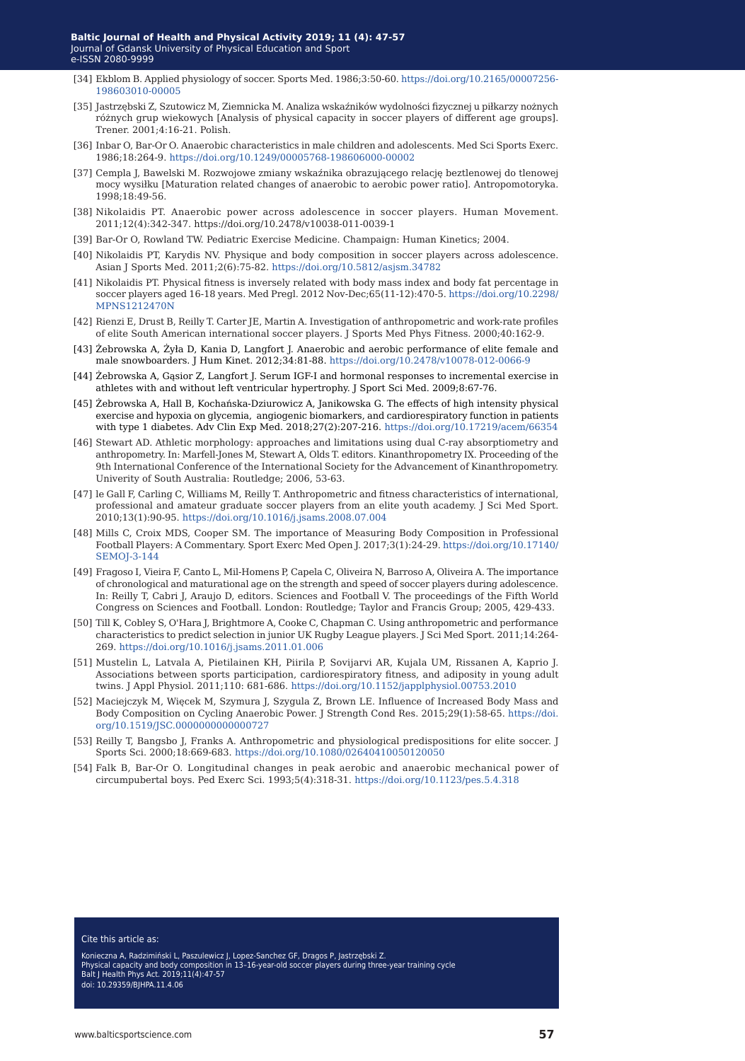[34] Ekblom B. Applied physiology of soccer. Sports Med. 1986;3:50-60. https://doi.org/10.2165/00007256-198603010-00005

[35] Jastrzębski Z, Szutowicz M, Ziemnicka M. Analiza wskaźników wydolności fizycznej u piłkarzy nożnych różnych grup wiekowych [Analysis of physical capacity in soccer players of different age groups]. Trener. 2001;4:16-21. Polish.

[36] Inbar O, Bar-Or O. Anaerobic characteristics in male children and adolescents. Med Sci Sports Exerc. 1986;18:264-9. https://doi.org/10.1249/00005768-198606000-00002

[37] Cempla J, Bawelski M. Rozwojowe zmiany wskaźnika obrazującego relację beztlenowej do tlenowej mocy wysiłku [Maturation related changes of anaerobic to aerobic power ratio]. Antropomotoryka. 1998;18:49-56.

[38] Nikolaidis PT. Anaerobic power across adolescence in soccer players. Human Movement. 2011;12(4):342-347. https://doi.org/10.2478/v10038-011-0039-1

[39] Bar-Or O, Rowland TW. Pediatric Exercise Medicine. Champaign: Human Kinetics; 2004.

[40] Nikolaidis PT, Karydis NV. Physique and body composition in soccer players across adolescence. Asian J Sports Med. 2011;2(6):75-82. https://doi.org/10.5812/asjsm.34782

[41] Nikolaidis PT. Physical fitness is inversely related with body mass index and body fat percentage in soccer players aged 16-18 years. Med Pregl. 2012 Nov-Dec;65(11-12):470-5. https://doi.org/10.2298/MPNS1212470N

[42] Rienzi E, Drust B, Reilly T. Carter JE, Martin A. Investigation of anthropometric and work-rate profiles of elite South American international soccer players. J Sports Med Phys Fitness. 2000;40:162-9.

[43] Żebrowska A, Żyła D, Kania D, Langfort J. Anaerobic and aerobic performance of elite female and male snowboarders. J Hum Kinet. 2012;34:81-88. https://doi.org/10.2478/v10078-012-0066-9

[44] Żebrowska A, Gąsior Z, Langfort J. Serum IGF-I and hormonal responses to incremental exercise in athletes with and without left ventricular hypertrophy. J Sport Sci Med. 2009;8:67-76.

[45] Żebrowska A, Hall B, Kochańska-Dziurowicz A, Janikowska G. The effects of high intensity physical exercise and hypoxia on glycemia, angiogenic biomarkers, and cardiorespiratory function in patients with type 1 diabetes. Adv Clin Exp Med. 2018;27(2):207-216. https://doi.org/10.17219/acem/66354

[46] Stewart AD. Athletic morphology: approaches and limitations using dual C-ray absorptiometry and anthropometry. In: Marfell-Jones M, Stewart A, Olds T. editors. Kinanthropometry IX. Proceeding of the 9th International Conference of the International Society for the Advancement of Kinanthropometry. Univerity of South Australia: Routledge; 2006, 53-63.

[47] le Gall F, Carling C, Williams M, Reilly T. Anthropometric and fitness characteristics of international, professional and amateur graduate soccer players from an elite youth academy. J Sci Med Sport. 2010;13(1):90-95. https://doi.org/10.1016/j.jsams.2008.07.004

[48] Mills C, Croix MDS, Cooper SM. The importance of Measuring Body Composition in Professional Football Players: A Commentary. Sport Exerc Med Open J. 2017;3(1):24-29. https://doi.org/10.17140/SEMOJ-3-144

[49] Fragoso I, Vieira F, Canto L, Mil-Homens P, Capela C, Oliveira N, Barroso A, Oliveira A. The importance of chronological and maturational age on the strength and speed of soccer players during adolescence. In: Reilly T, Cabri J, Araujo D, editors. Sciences and Football V. The proceedings of the Fifth World Congress on Sciences and Football. London: Routledge; Taylor and Francis Group; 2005, 429-433.

[50] Till K, Cobley S, O'Hara J, Brightmore A, Cooke C, Chapman C. Using anthropometric and performance characteristics to predict selection in junior UK Rugby League players. J Sci Med Sport. 2011;14:264-269. https://doi.org/10.1016/j.jsams.2011.01.006

[51] Mustelin L, Latvala A, Pietilainen KH, Piirila P, Sovijarvi AR, Kujala UM, Rissanen A, Kaprio J. Associations between sports participation, cardiorespiratory fitness, and adiposity in young adult twins. J Appl Physiol. 2011;110: 681-686. https://doi.org/10.1152/japplphysiol.00753.2010

[52] Maciejczyk M, Więcek M, Szymura J, Szygula Z, Brown LE. Influence of Increased Body Mass and Body Composition on Cycling Anaerobic Power. J Strength Cond Res. 2015;29(1):58-65. https://doi.org/10.1519/JSC.0000000000000727

[53] Reilly T, Bangsbo J, Franks A. Anthropometric and physiological predispositions for elite soccer. J Sports Sci. 2000;18:669-683. https://doi.org/10.1080/02640410050120050

[54] Falk B, Bar-Or O. Longitudinal changes in peak aerobic and anaerobic mechanical power of circumpubertal boys. Ped Exerc Sci. 1993;5(4):318-31. https://doi.org/10.1123/pes.5.4.318

Cite this article as:

Konieczna A, Radzimiński L, Paszulewicz J, Lopez-Sanchez GF, Dragos P, Jastrzębski Z.
Physical capacity and body composition in 13–16-year-old soccer players during three-year training cycle
Balt J Health Phys Act. 2019;11(4):47-57
doi: 10.29359/BJHPA.11.4.06